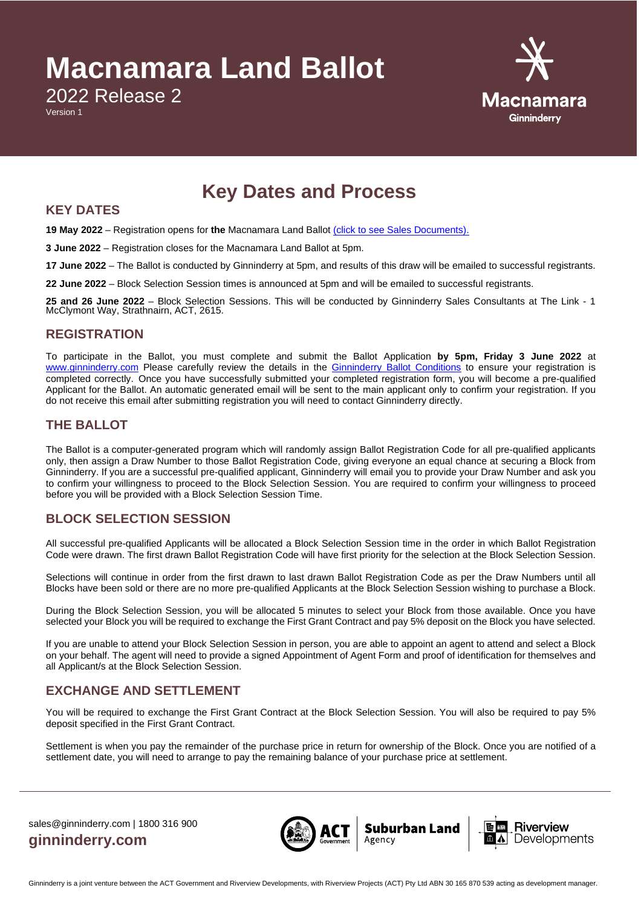# Macnamara Land Ballot

2022 Release 2

Version 1

## Key Dates and Process

### KEY DATES

**19 May 2022** – Registration opens for **the** Macnamara Land Ballot (click to see Sales Documents).

**3 June 2022** – Registration closes for the Macnamara Land Ballot at 5pm.

**17 June 2022** – The Ballot is conducted by Ginninderry at 5pm, and results of this draw will be emailed to successful registrants.

**22 June 2022** – Block Selection Session times is announced at 5pm and will be emailed to successful registrants.

**25 and 26 June 2022** – Block Selection Sessions. This will be conducted by Ginninderry Sales Consultants at The Link - 1 McClymont Way, Strathnairn, ACT, 2615.

### REGISTRATION

To participate in the Ballot, you must complete and submit the Ballot Application **by 5pm, Friday 3 June 2022** at www.ginninderry.com Please carefully review the details in the Ginninderry Ballot Conditions to ensure your registration is completed correctly. Once you have successfully submitted your completed registration form, you will become a pre-qualified Applicant for the Ballot. An automatic generated email will be sent to the main applicant only to confirm your registration. If you do not receive this email after submitting registration you will need to contact Ginninderry directly.

### THE BALLOT

The Ballot is a computer-generated program which will randomly assign Ballot Registration Code for all pre-qualified applicants only, then assign a Draw Number to those Ballot Registration Code, giving everyone an equal chance at securing a Block from Ginninderry. If you are a successful pre-qualified applicant, Ginninderry will email you to provide your Draw Number and ask you to confirm your willingness to proceed to the Block Selection Session. You are required to confirm your willingness to proceed before you will be provided with a Block Selection Session Time.

### BLOCK SELECTION SESSION

All successful pre-qualified Applicants will be allocated a Block Selection Session time in the order in which Ballot Registration Code were drawn. The first drawn Ballot Registration Code will have first priority for the selection at the Block Selection Session.

Selections will continue in order from the first drawn to last drawn Ballot Registration Code as per the Draw Numbers until all Blocks have been sold or there are no more pre-qualified Applicants at the Block Selection Session wishing to purchase a Block.

During the Block Selection Session, you will be allocated 5 minutes to select your Block from those available. Once you have selected your Block you will be required to exchange the First Grant Contract and pay 5% deposit on the Block you have selected.

If you are unable to attend your Block Selection Session in person, you are able to appoint an agent to attend and select a Block on your behalf. The agent will need to provide a signed Appointment of Agent Form and proof of identification for themselves and all Applicant/s at the Block Selection Session.

### EXCHANGE AND SETTLEMENT

You will be required to exchange the First Grant Contract at the Block Selection Session. You will also be required to pay 5% deposit specified in the First Grant Contract.

Settlement is when you pay the remainder of the purchase price in return for ownership of the Block. Once you are notified of a settlement date, you will need to arrange to pay the remaining balance of your purchase price at settlement.

sales@ginninderry.com | 1800 316 900

**ginninderry.com**

Ginninderry is a joint venture between the ACT Government and Riverview Developments, with Riverview Projects (ACT) Pty Ltd ABN 30 165 870 539 acting as development manager.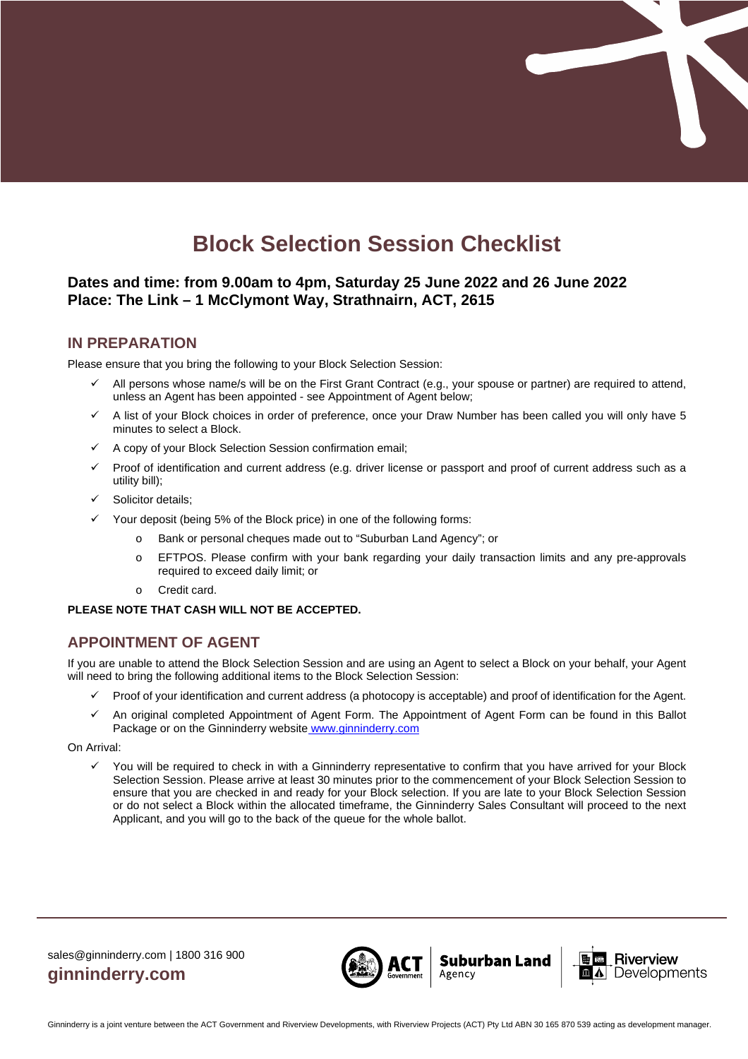# Block Selection Session Checklist

**Dates and time: from 9.00am to 4pm, Saturday 25 June 2022 and 26 June 2022**
**Place: The Link – 1 McClymont Way, Strathnairn, ACT, 2615**

## IN PREPARATION

Please ensure that you bring the following to your Block Selection Session:

- ✓ All persons whose name/s will be on the First Grant Contract (e.g., your spouse or partner) are required to attend, unless an Agent has been appointed - see Appointment of Agent below;
- ✓ A list of your Block choices in order of preference, once your Draw Number has been called you will only have 5 minutes to select a Block.
- ✓ A copy of your Block Selection Session confirmation email;
- ✓ Proof of identification and current address (e.g. driver license or passport and proof of current address such as a utility bill);
- ✓ Solicitor details;
- ✓ Your deposit (being 5% of the Block price) in one of the following forms:
  - Bank or personal cheques made out to "Suburban Land Agency"; or
  - EFTPOS. Please confirm with your bank regarding your daily transaction limits and any pre-approvals required to exceed daily limit; or
  - Credit card.

**PLEASE NOTE THAT CASH WILL NOT BE ACCEPTED.**

## APPOINTMENT OF AGENT

If you are unable to attend the Block Selection Session and are using an Agent to select a Block on your behalf, your Agent will need to bring the following additional items to the Block Selection Session:

- ✓ Proof of your identification and current address (a photocopy is acceptable) and proof of identification for the Agent.
- ✓ An original completed Appointment of Agent Form. The Appointment of Agent Form can be found in this Ballot Package or on the Ginninderry website www.ginninderry.com

On Arrival:

- ✓ You will be required to check in with a Ginninderry representative to confirm that you have arrived for your Block Selection Session. Please arrive at least 30 minutes prior to the commencement of your Block Selection Session to ensure that you are checked in and ready for your Block selection. If you are late to your Block Selection Session or do not select a Block within the allocated timeframe, the Ginninderry Sales Consultant will proceed to the next Applicant, and you will go to the back of the queue for the whole ballot.

sales@ginninderry.com | 1800 316 900
**ginninderry.com**

ACT Government | Suburban Land Agency | Riverview Developments

Ginninderry is a joint venture between the ACT Government and Riverview Developments, with Riverview Projects (ACT) Pty Ltd ABN 30 165 870 539 acting as development manager.